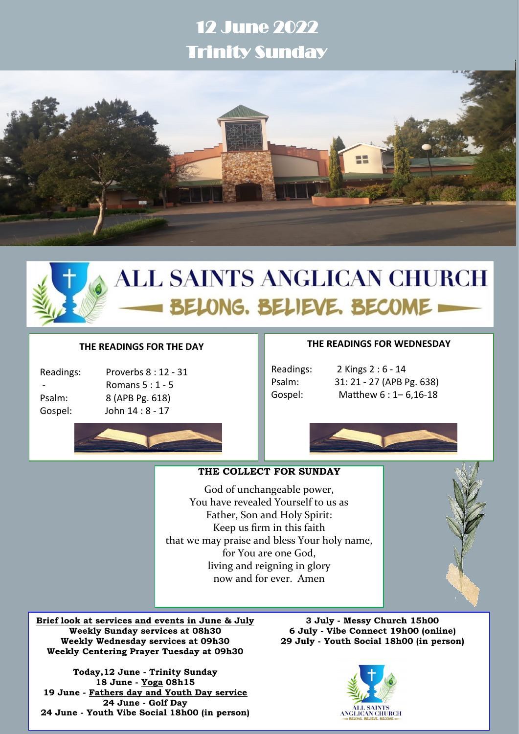# 12 June 2022
# Trinity Sunday

## ALL SAINTS ANGLICAN CHURCH
**BELONG. BELIEVE. BECOME**

### THE READINGS FOR THE DAY

| | |
|---|---|
| Readings: | Proverbs 8 : 12 - 31 |
| - | Romans 5 : 1 - 5 |
| Psalm: | 8 (APB Pg. 618) |
| Gospel: | John 14 : 8 - 17 |

### THE READINGS FOR WEDNESDAY

| | |
|---|---|
| Readings: | 2 Kings 2 : 6 - 14 |
| Psalm: | 31: 21 - 27 (APB Pg. 638) |
| Gospel: | Matthew 6 : 1– 6,16-18 |

### THE COLLECT FOR SUNDAY

God of unchangeable power,
You have revealed Yourself to us as
Father, Son and Holy Spirit:
Keep us firm in this faith
that we may praise and bless Your holy name,
for You are one God,
living and reigning in glory
now and for ever. Amen

**Brief look at services and events in June & July**

**Weekly Sunday services at 08h30**
**Weekly Wednesday services at 09h30**
**Weekly Centering Prayer Tuesday at 09h30**

**Today,12 June - Trinity Sunday**
**18 June - Yoga 08h15**
**19 June - Fathers day and Youth Day service**
**24 June - Golf Day**
**24 June - Youth Vibe Social 18h00 (in person)**

**3 July - Messy Church 15h00**
**6 July - Vibe Connect 19h00 (online)**
**29 July - Youth Social 18h00 (in person)**

ALL SAINTS ANGLICAN CHURCH
BELONG. BELIEVE. BECOME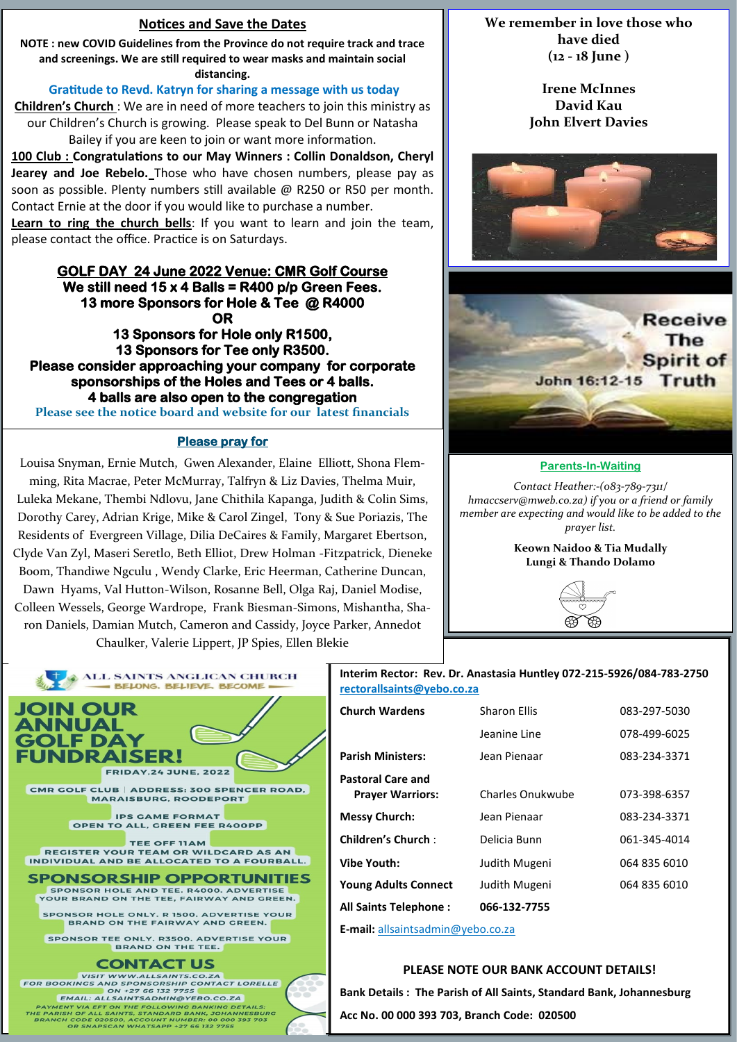## Notices and Save the Dates

**NOTE : new COVID Guidelines from the Province do not require track and trace and screenings. We are still required to wear masks and maintain social distancing.**

**Gratitude to Revd. Katryn for sharing a message with us today**

**Children's Church** : We are in need of more teachers to join this ministry as our Children's Church is growing. Please speak to Del Bunn or Natasha Bailey if you are keen to join or want more information.

**100 Club : Congratulations to our May Winners : Collin Donaldson, Cheryl Jearey and Joe Rebelo.** Those who have chosen numbers, please pay as soon as possible. Plenty numbers still available @ R250 or R50 per month. Contact Ernie at the door if you would like to purchase a number.

**Learn to ring the church bells**: If you want to learn and join the team, please contact the office. Practice is on Saturdays.

**GOLF DAY 24 June 2022 Venue: CMR Golf Course**
**We still need 15 x 4 Balls = R400 p/p Green Fees.**
**13 more Sponsors for Hole & Tee @ R4000**
**OR**
**13 Sponsors for Hole only R1500,**
**13 Sponsors for Tee only R3500.**
**Please consider approaching your company for corporate sponsorships of the Holes and Tees or 4 balls.**
**4 balls are also open to the congregation**
**Please see the notice board and website for our latest financials**

## We remember in love those who have died (12 - 18 June )

**Irene McInnes**
**David Kau**
**John Elvert Davies**

Receive The Spirit of Truth
John 16:12-15

## Please pray for

Louisa Snyman, Ernie Mutch, Gwen Alexander, Elaine Elliott, Shona Flemming, Rita Macrae, Peter McMurray, Talfryn & Liz Davies, Thelma Muir, Luleka Mekane, Thembi Ndlovu, Jane Chithila Kapanga, Judith & Colin Sims, Dorothy Carey, Adrian Krige, Mike & Carol Zingel, Tony & Sue Poriazis, The Residents of Evergreen Village, Dilia DeCaires & Family, Margaret Ebertson, Clyde Van Zyl, Maseri Seretlo, Beth Elliot, Drew Holman -Fitzpatrick, Dieneke Boom, Thandiwe Ngculu , Wendy Clarke, Eric Heerman, Catherine Duncan, Dawn Hyams, Val Hutton-Wilson, Rosanne Bell, Olga Raj, Daniel Modise, Colleen Wessels, George Wardrope, Frank Biesman-Simons, Mishantha, Sharon Daniels, Damian Mutch, Cameron and Cassidy, Joyce Parker, Annedot Chaulker, Valerie Lippert, JP Spies, Ellen Blekie

## Parents-In-Waiting

*Contact Heather:-(083-789-7311/ hmaccserv@mweb.co.za) if you or a friend or family member are expecting and would like to be added to the prayer list.*

**Keown Naidoo & Tia Mudally**
**Lungi & Thando Dolamo**

ALL SAINTS ANGLICAN CHURCH
BELONG. BELIEVE. BECOME

## JOIN OUR ANNUAL GOLF DAY FUNDRAISER!

FRIDAY,24 JUNE, 2022

CMR GOLF CLUB | ADDRESS: 300 SPENCER ROAD, MARAISBURG, ROODEPORT

IPS GAME FORMAT
OPEN TO ALL, GREEN FEE R400PP

TEE OFF 11AM
REGISTER YOUR TEAM OR WILDCARD AS AN INDIVIDUAL AND BE ALLOCATED TO A FOURBALL.

### SPONSORSHIP OPPORTUNITIES

SPONSOR HOLE AND TEE. R4000. ADVERTISE YOUR BRAND ON THE TEE, FAIRWAY AND GREEN.

SPONSOR HOLE ONLY. R 1500. ADVERTISE YOUR BRAND ON THE FAIRWAY AND GREEN.

SPONSOR TEE ONLY. R3500. ADVERTISE YOUR BRAND ON THE TEE.

### CONTACT US

VISIT WWW.ALLSAINTS.CO.ZA
FOR BOOKINGS AND SPONSORSHIP CONTACT LORELLE ON +27 66 132 7755
EMAIL: ALLSAINTSADMIN@YEBO.CO.ZA
PAYMENT VIA EFT ON THE FOLLOWING BANKING DETAILS: THE PARISH OF ALL SAINTS, STANDARD BANK, JOHANNESBURG BRANCH CODE 020500, ACCOUNT NUMBER: 00 000 393 703 OR SNAPSCAN WHATSAPP +27 66 132 7755

**Interim Rector: Rev. Dr. Anastasia Huntley 072-215-5926/084-783-2750**
rectorallsaints@yebo.co.za

| | | |
|---|---|---|
| **Church Wardens** | Sharon Ellis | 083-297-5030 |
| | Jeanine Line | 078-499-6025 |
| **Parish Ministers:** | Jean Pienaar | 083-234-3371 |
| **Pastoral Care and Prayer Warriors:** | Charles Onukwube | 073-398-6357 |
| **Messy Church:** | Jean Pienaar | 083-234-3371 |
| **Children's Church** : | Delicia Bunn | 061-345-4014 |
| **Vibe Youth:** | Judith Mugeni | 064 835 6010 |
| **Young Adults Connect** | Judith Mugeni | 064 835 6010 |
| **All Saints Telephone :** | **066-132-7755** | |

**E-mail:** allsaintsadmin@yebo.co.za

**PLEASE NOTE OUR BANK ACCOUNT DETAILS!**

**Bank Details : The Parish of All Saints, Standard Bank, Johannesburg**

**Acc No. 00 000 393 703, Branch Code: 020500**